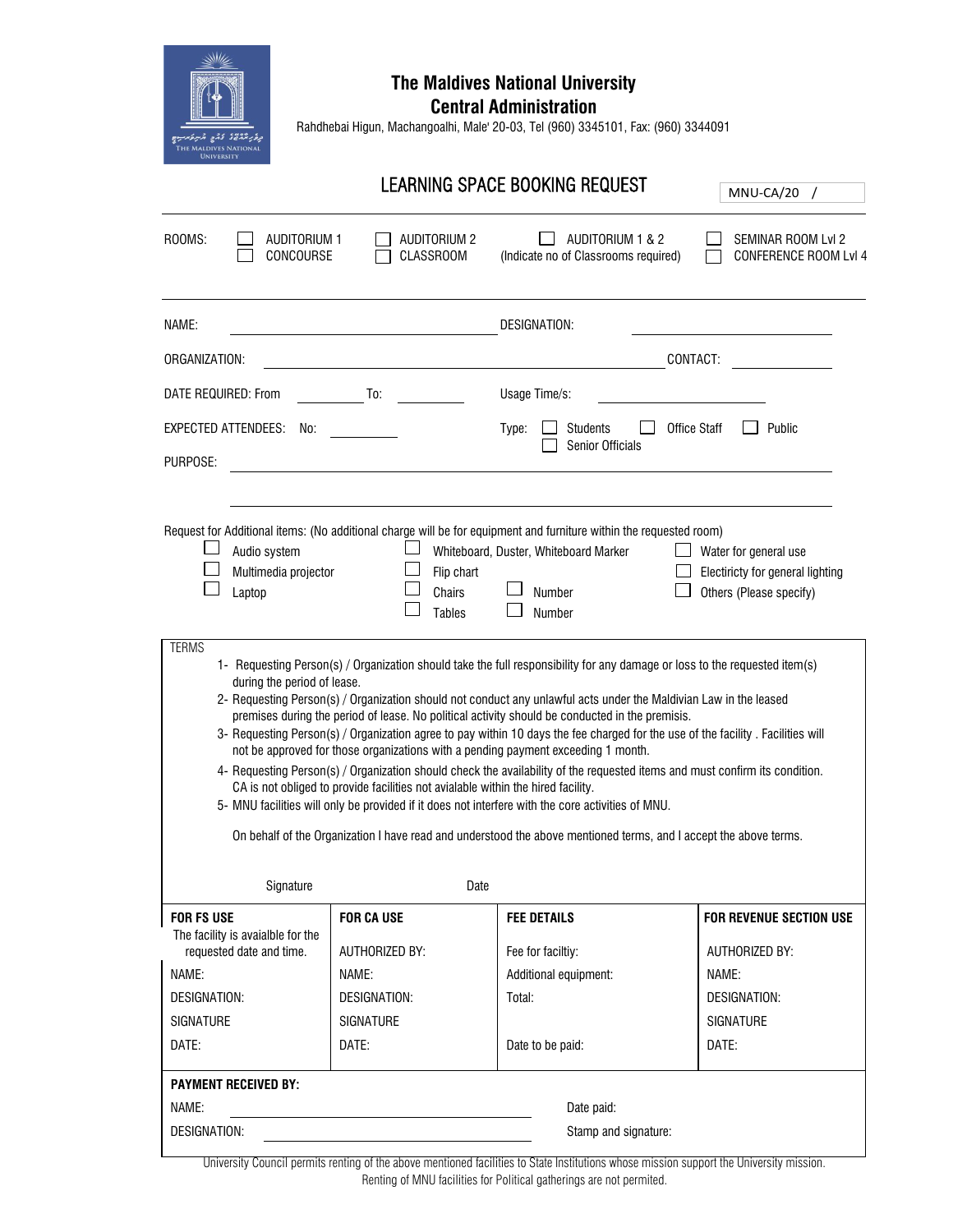# The Maldives National University
## Central Administration

Rahdhebai Higun, Machangoalhi, Male' 20-03, Tel (960) 3345101, Fax: (960) 3344091

## LEARNING SPACE BOOKING REQUEST

MNU-CA/20 /

ROOMS: ☐ AUDITORIUM 1 ☐ AUDITORIUM 2 ☐ AUDITORIUM 1 & 2 ☐ SEMINAR ROOM Lvl 2
☐ CONCOURSE ☐ CLASSROOM (Indicate no of Classrooms required) ☐ CONFERENCE ROOM Lvl 4

NAME: ______________________ DESIGNATION: ______________________

ORGANIZATION: ______________________ CONTACT: ______________

DATE REQUIRED: From ________ To: ________ Usage Time/s: ______________

EXPECTED ATTENDEES: No: ________ Type: ☐ Students ☐ Office Staff ☐ Public ☐ Senior Officials

PURPOSE: ______________________________________________

______________________________________________

Request for Additional items: (No additional charge will be for equipment and furniture within the requested room)

☐ Audio system ☐ Whiteboard, Duster, Whiteboard Marker ☐ Water for general use
☐ Multimedia projector ☐ Flip chart ☐ Electricty for general lighting
☐ Laptop ☐ Chairs ☐ Number ☐ Others (Please specify)
☐ Tables ☐ Number

TERMS

1. Requesting Person(s) / Organization should take the full responsibility for any damage or loss to the requested item(s) during the period of lease.
2. Requesting Person(s) / Organization should not conduct any unlawful acts under the Maldivian Law in the leased premises during the period of lease. No political activity should be conducted in the premisis.
3. Requesting Person(s) / Organization agree to pay within 10 days the fee charged for the use of the facility . Facilities will not be approved for those organizations with a pending payment exceeding 1 month.
4. Requesting Person(s) / Organization should check the availability of the requested items and must confirm its condition. CA is not obliged to provide facilities not avialable within the hired facility.
5. MNU facilities will only be provided if it does not interfere with the core activities of MNU.

On behalf of the Organization I have read and understood the above mentioned terms, and I accept the above terms.

Signature Date

| **FOR FS USE** | **FOR CA USE** | **FEE DETAILS** | **FOR REVENUE SECTION USE** |
|---|---|---|---|
| The facility is avaialble for the requested date and time. | AUTHORIZED BY: | Fee for faciltiy: | AUTHORIZED BY: |
| NAME: | NAME: | Additional equipment: | NAME: |
| DESIGNATION: | DESIGNATION: | Total: | DESIGNATION: |
| SIGNATURE | SIGNATURE | | SIGNATURE |
| DATE: | DATE: | Date to be paid: | DATE: |

**PAYMENT RECEIVED BY:**

NAME: ______________________ Date paid:

DESIGNATION: ______________________ Stamp and signature:

University Council permits renting of the above mentioned facilities to State Institutions whose mission support the University mission. Renting of MNU facilities for Political gatherings are not permited.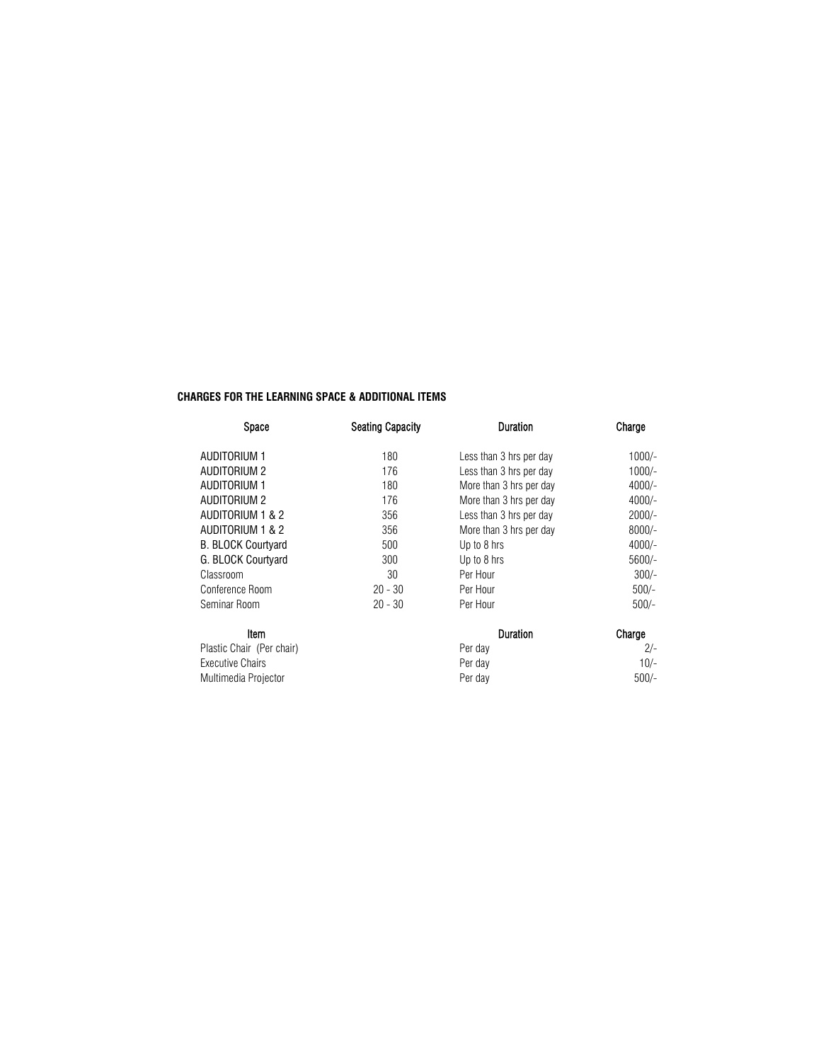**CHARGES FOR THE LEARNING SPACE & ADDITIONAL ITEMS**

| Space | Seating Capacity | Duration | Charge |
|---|---|---|---|
| AUDITORIUM 1 | 180 | Less than 3 hrs per day | 1000/- |
| AUDITORIUM 2 | 176 | Less than 3 hrs per day | 1000/- |
| AUDITORIUM 1 | 180 | More than 3 hrs per day | 4000/- |
| AUDITORIUM 2 | 176 | More than 3 hrs per day | 4000/- |
| AUDITORIUM 1 & 2 | 356 | Less than 3 hrs per day | 2000/- |
| AUDITORIUM 1 & 2 | 356 | More than 3 hrs per day | 8000/- |
| B. BLOCK Courtyard | 500 | Up to 8 hrs | 4000/- |
| G. BLOCK Courtyard | 300 | Up to 8 hrs | 5600/- |
| Classroom | 30 | Per Hour | 300/- |
| Conference Room | 20 - 30 | Per Hour | 500/- |
| Seminar Room | 20 - 30 | Per Hour | 500/- |

| Item | Duration | Charge |
|---|---|---|
| Plastic Chair (Per chair) | Per day | 2/- |
| Executive Chairs | Per day | 10/- |
| Multimedia Projector | Per day | 500/- |